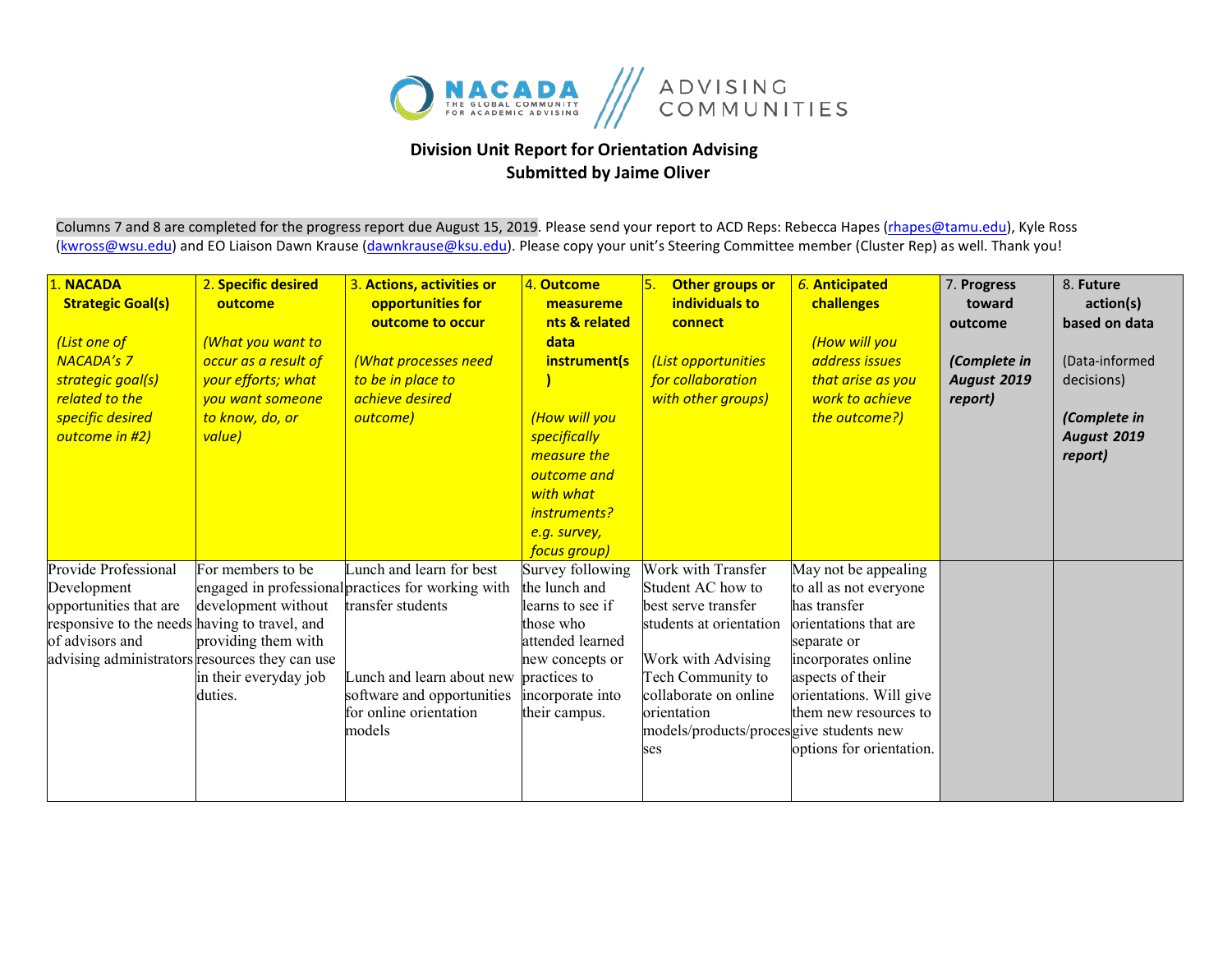## Division Unit Report for Orientation Advising
## Submitted by Jaime Oliver

Columns 7 and 8 are completed for the progress report due August 15, 2019. Please send your report to ACD Reps: Rebecca Hapes (rhapes@tamu.edu), Kyle Ross (kwross@wsu.edu) and EO Liaison Dawn Krause (dawnkrause@ksu.edu). Please copy your unit's Steering Committee member (Cluster Rep) as well. Thank you!

| 1. **NACADA Strategic Goal(s)** *(List one of NACADA's 7 strategic goal(s) related to the specific desired outcome in #2)* | 2. **Specific desired outcome** *(What you want to occur as a result of your efforts; what you want someone to know, do, or value)* | 3. **Actions, activities or opportunities for outcome to occur** *(What processes need to be in place to achieve desired outcome)* | 4. **Outcome measurements & related data instrument(s)** *(How will you specifically measure the outcome and with what instruments? e.g. survey, focus group)* | 5. **Other groups or individuals to connect** *(List opportunities for collaboration with other groups)* | 6. **Anticipated challenges** *(How will you address issues that arise as you work to achieve the outcome?)* | 7. **Progress toward outcome** ***(Complete in August 2019 report)*** | 8. **Future action(s) based on data** (Data-informed decisions) ***(Complete in August 2019 report)*** |
|---|---|---|---|---|---|---|---|
| Provide Professional Development opportunities that are responsive to the needs of advisors and advising administrators | For members to be engaged in professional development without having to travel, and providing them with resources they can use in their everyday job duties. | Lunch and learn for best practices for working with transfer students<br><br>Lunch and learn about new software and opportunities for online orientation models | Survey following the lunch and learns to see if those who attended learned new concepts or practices to incorporate into their campus. | Work with Transfer Student AC how to best serve transfer students at orientation<br><br>Work with Advising Tech Community to collaborate on online orientation models/products/processes | May not be appealing to all as not everyone has transfer orientations that are separate or incorporates online aspects of their orientations. Will give them new resources to give students new options for orientation. | | |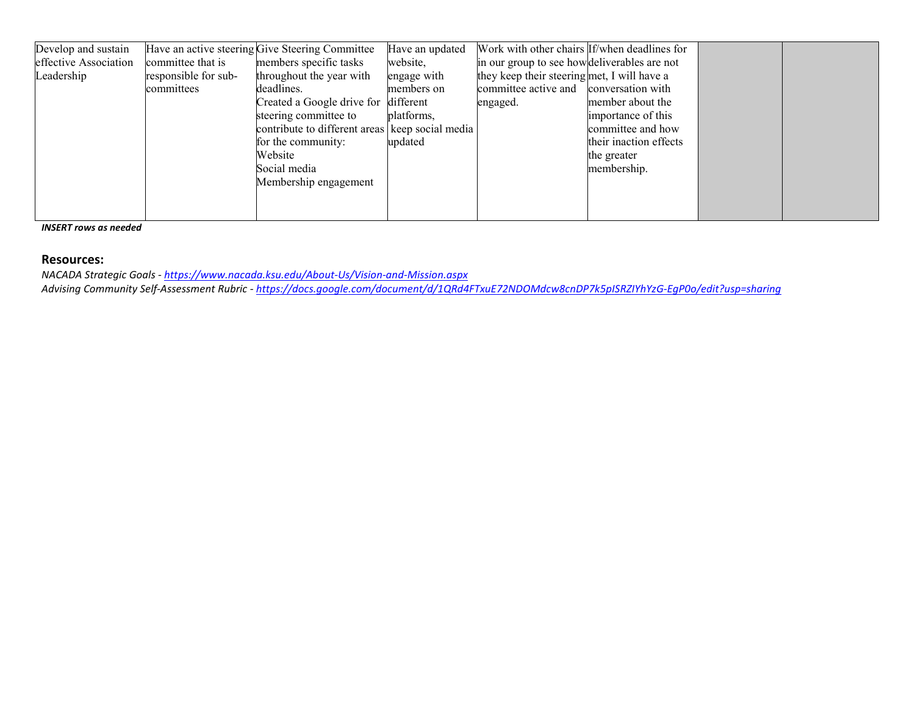| | | | | | | | |
|---|---|---|---|---|---|---|---|
| Develop and sustain effective Association Leadership | Have an active steering committee that is responsible for sub-committees | Give Steering Committee members specific tasks throughout the year with deadlines.<br>Created a Google drive for steering committee to contribute to different areas for the community:<br>Website<br>Social media<br>Membership engagement | Have an updated website, engage with members on different platforms, keep social media updated | Work with other chairs in our group to see how they keep their steering committee active and engaged. | If/when deadlines for deliverables are not met, I will have a conversation with member about the importance of this committee and how their inaction effects the greater membership. | | |

***INSERT rows as needed***

## Resources:

*NACADA Strategic Goals - https://www.nacada.ksu.edu/About-Us/Vision-and-Mission.aspx*
*Advising Community Self-Assessment Rubric - https://docs.google.com/document/d/1QRd4FTxuE72NDOMdcw8cnDP7k5pISRZIYhYzG-EgP0o/edit?usp=sharing*